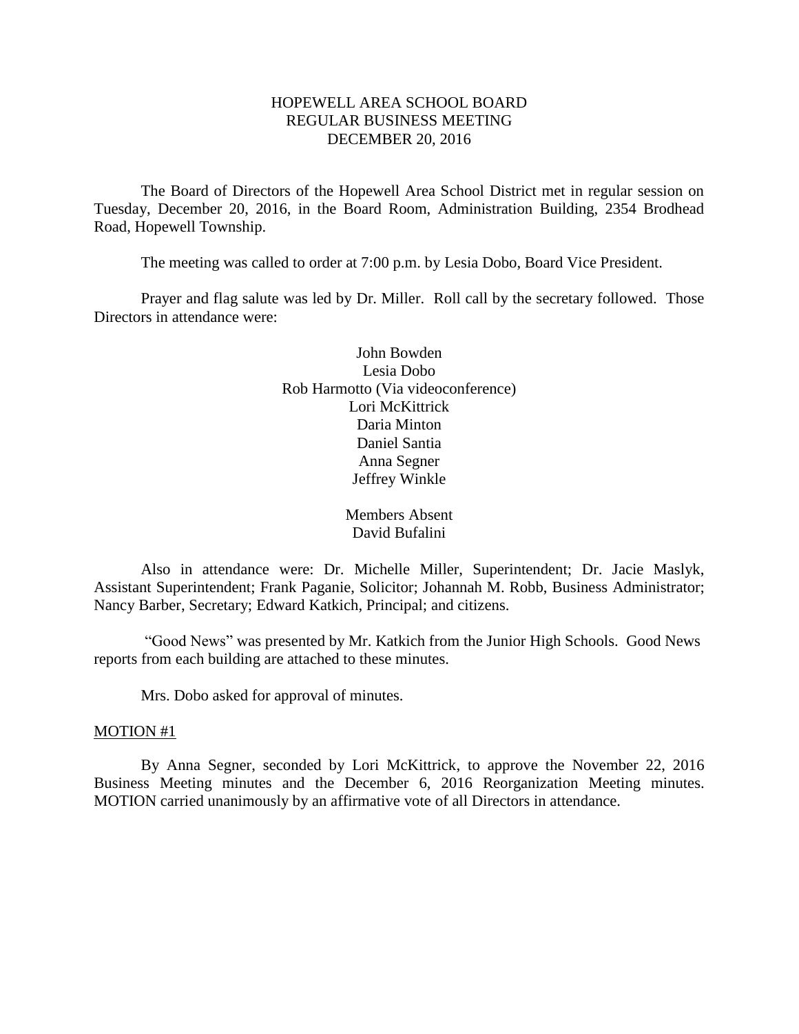# HOPEWELL AREA SCHOOL BOARD
## REGULAR BUSINESS MEETING
## DECEMBER 20, 2016

The Board of Directors of the Hopewell Area School District met in regular session on Tuesday, December 20, 2016, in the Board Room, Administration Building, 2354 Brodhead Road, Hopewell Township.

The meeting was called to order at 7:00 p.m. by Lesia Dobo, Board Vice President.

Prayer and flag salute was led by Dr. Miller. Roll call by the secretary followed. Those Directors in attendance were:

John Bowden
Lesia Dobo
Rob Harmotto (Via videoconference)
Lori McKittrick
Daria Minton
Daniel Santia
Anna Segner
Jeffrey Winkle

Members Absent
David Bufalini

Also in attendance were: Dr. Michelle Miller, Superintendent; Dr. Jacie Maslyk, Assistant Superintendent; Frank Paganie, Solicitor; Johannah M. Robb, Business Administrator; Nancy Barber, Secretary; Edward Katkich, Principal; and citizens.

"Good News" was presented by Mr. Katkich from the Junior High Schools. Good News reports from each building are attached to these minutes.

Mrs. Dobo asked for approval of minutes.

MOTION #1

By Anna Segner, seconded by Lori McKittrick, to approve the November 22, 2016 Business Meeting minutes and the December 6, 2016 Reorganization Meeting minutes. MOTION carried unanimously by an affirmative vote of all Directors in attendance.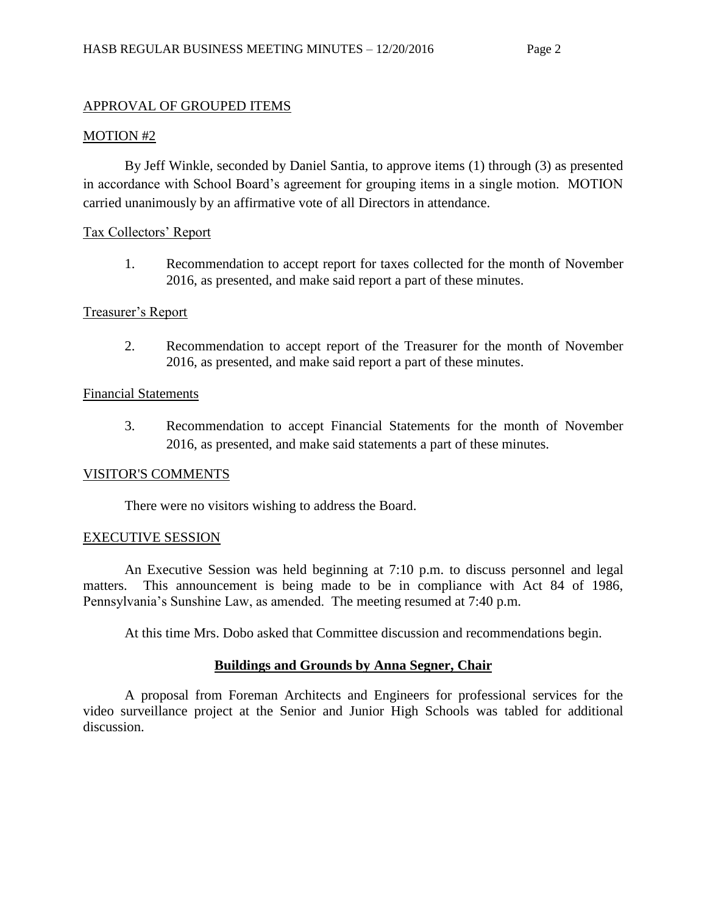APPROVAL OF GROUPED ITEMS

MOTION #2

By Jeff Winkle, seconded by Daniel Santia, to approve items (1) through (3) as presented in accordance with School Board's agreement for grouping items in a single motion. MOTION carried unanimously by an affirmative vote of all Directors in attendance.

Tax Collectors' Report

1. Recommendation to accept report for taxes collected for the month of November 2016, as presented, and make said report a part of these minutes.

Treasurer's Report

2. Recommendation to accept report of the Treasurer for the month of November 2016, as presented, and make said report a part of these minutes.

Financial Statements

3. Recommendation to accept Financial Statements for the month of November 2016, as presented, and make said statements a part of these minutes.

VISITOR'S COMMENTS

There were no visitors wishing to address the Board.

EXECUTIVE SESSION

An Executive Session was held beginning at 7:10 p.m. to discuss personnel and legal matters. This announcement is being made to be in compliance with Act 84 of 1986, Pennsylvania's Sunshine Law, as amended. The meeting resumed at 7:40 p.m.

At this time Mrs. Dobo asked that Committee discussion and recommendations begin.

**Buildings and Grounds by Anna Segner, Chair**

A proposal from Foreman Architects and Engineers for professional services for the video surveillance project at the Senior and Junior High Schools was tabled for additional discussion.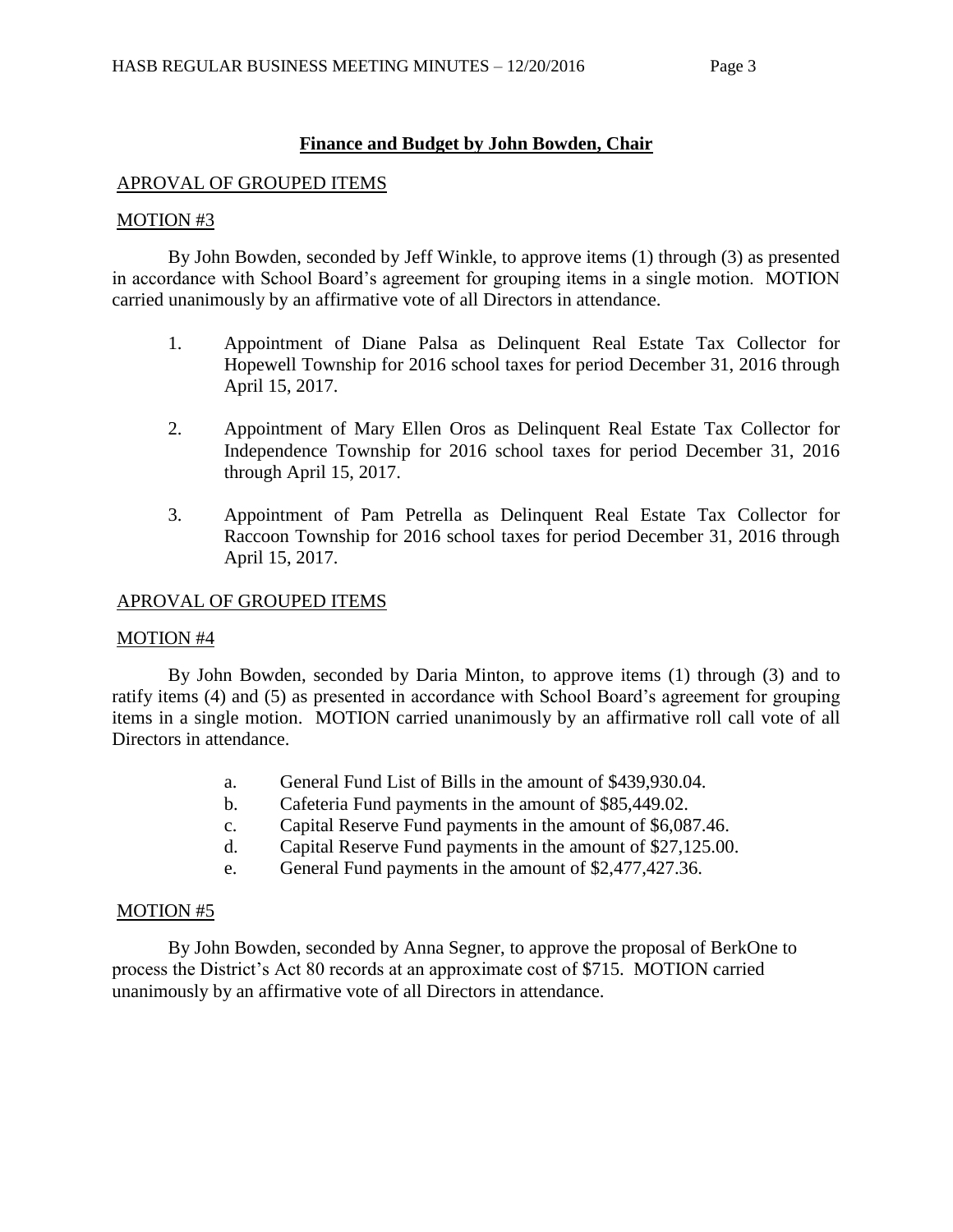## Finance and Budget by John Bowden, Chair

APROVAL OF GROUPED ITEMS

MOTION #3

By John Bowden, seconded by Jeff Winkle, to approve items (1) through (3) as presented in accordance with School Board's agreement for grouping items in a single motion. MOTION carried unanimously by an affirmative vote of all Directors in attendance.

1. Appointment of Diane Palsa as Delinquent Real Estate Tax Collector for Hopewell Township for 2016 school taxes for period December 31, 2016 through April 15, 2017.
2. Appointment of Mary Ellen Oros as Delinquent Real Estate Tax Collector for Independence Township for 2016 school taxes for period December 31, 2016 through April 15, 2017.
3. Appointment of Pam Petrella as Delinquent Real Estate Tax Collector for Raccoon Township for 2016 school taxes for period December 31, 2016 through April 15, 2017.

APROVAL OF GROUPED ITEMS

MOTION #4

By John Bowden, seconded by Daria Minton, to approve items (1) through (3) and to ratify items (4) and (5) as presented in accordance with School Board's agreement for grouping items in a single motion. MOTION carried unanimously by an affirmative roll call vote of all Directors in attendance.

a. General Fund List of Bills in the amount of $439,930.04.
b. Cafeteria Fund payments in the amount of $85,449.02.
c. Capital Reserve Fund payments in the amount of $6,087.46.
d. Capital Reserve Fund payments in the amount of $27,125.00.
e. General Fund payments in the amount of $2,477,427.36.

MOTION #5

By John Bowden, seconded by Anna Segner, to approve the proposal of BerkOne to process the District's Act 80 records at an approximate cost of $715. MOTION carried unanimously by an affirmative vote of all Directors in attendance.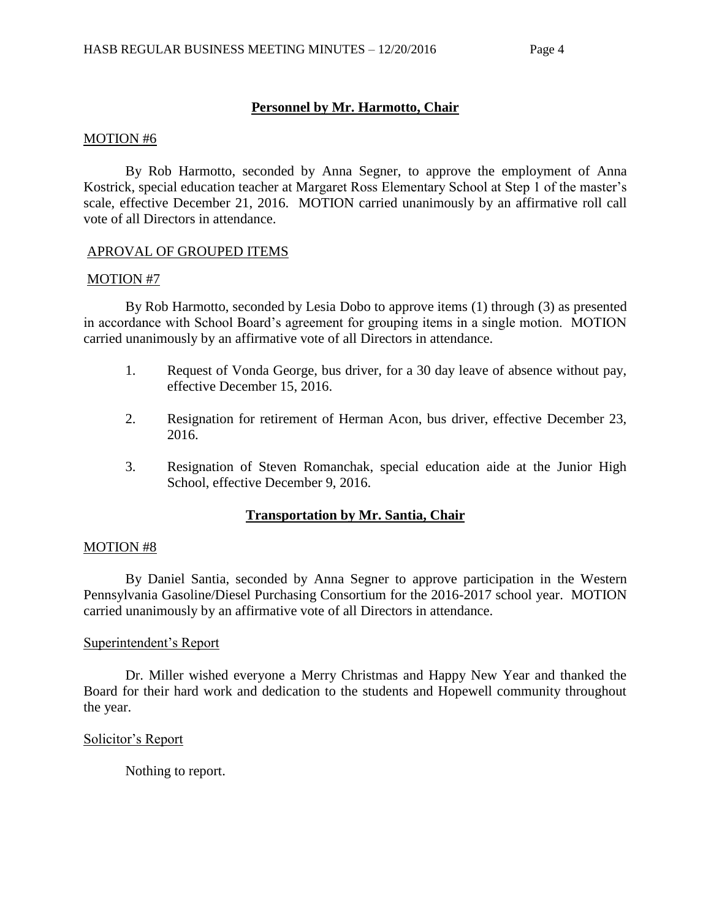## **Personnel by Mr. Harmotto, Chair**

MOTION #6

By Rob Harmotto, seconded by Anna Segner, to approve the employment of Anna Kostrick, special education teacher at Margaret Ross Elementary School at Step 1 of the master's scale, effective December 21, 2016. MOTION carried unanimously by an affirmative roll call vote of all Directors in attendance.

APROVAL OF GROUPED ITEMS

MOTION #7

By Rob Harmotto, seconded by Lesia Dobo to approve items (1) through (3) as presented in accordance with School Board's agreement for grouping items in a single motion. MOTION carried unanimously by an affirmative vote of all Directors in attendance.

1. Request of Vonda George, bus driver, for a 30 day leave of absence without pay, effective December 15, 2016.

2. Resignation for retirement of Herman Acon, bus driver, effective December 23, 2016.

3. Resignation of Steven Romanchak, special education aide at the Junior High School, effective December 9, 2016.

## **Transportation by Mr. Santia, Chair**

MOTION #8

By Daniel Santia, seconded by Anna Segner to approve participation in the Western Pennsylvania Gasoline/Diesel Purchasing Consortium for the 2016-2017 school year. MOTION carried unanimously by an affirmative vote of all Directors in attendance.

Superintendent's Report

Dr. Miller wished everyone a Merry Christmas and Happy New Year and thanked the Board for their hard work and dedication to the students and Hopewell community throughout the year.

Solicitor's Report

Nothing to report.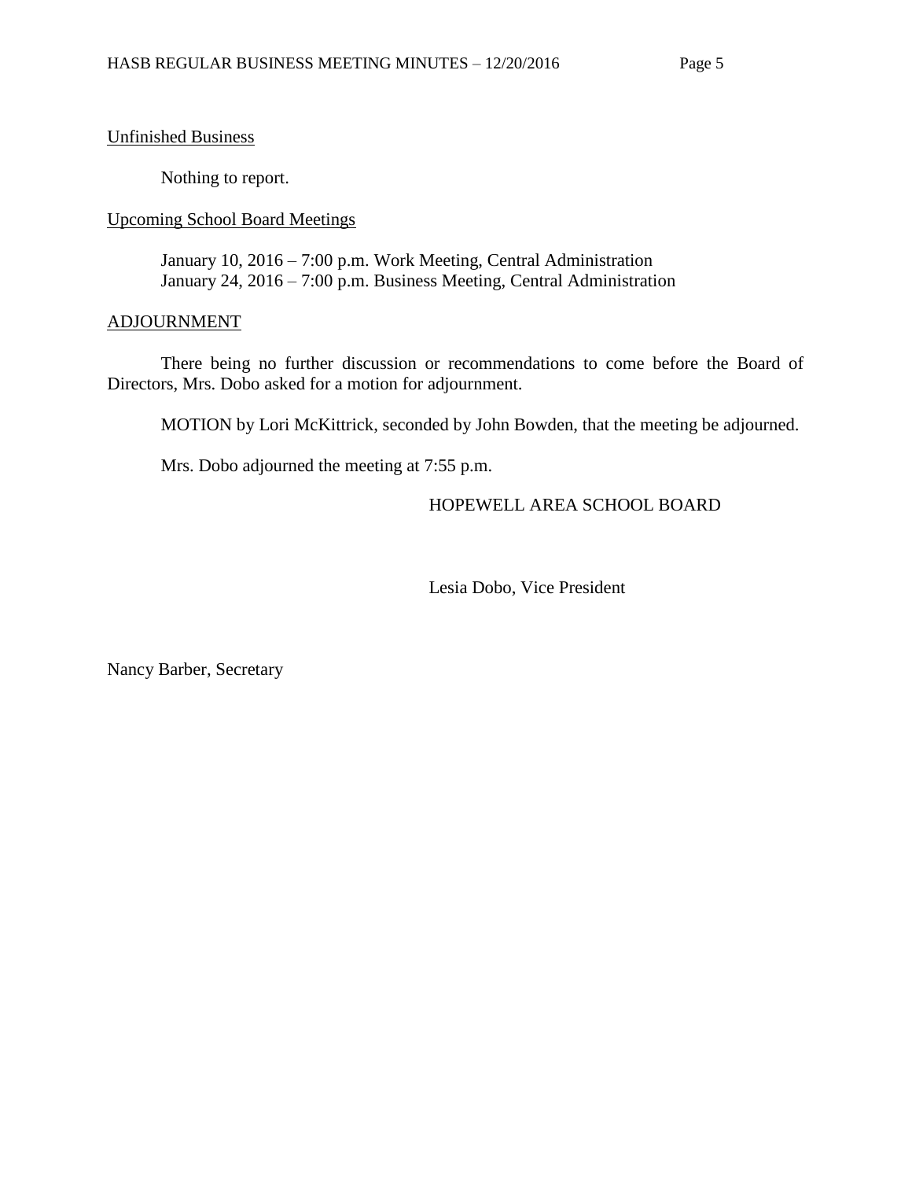Unfinished Business

Nothing to report.

Upcoming School Board Meetings

January 10, 2016 – 7:00 p.m. Work Meeting, Central Administration
January 24, 2016 – 7:00 p.m. Business Meeting, Central Administration

ADJOURNMENT

There being no further discussion or recommendations to come before the Board of Directors, Mrs. Dobo asked for a motion for adjournment.

MOTION by Lori McKittrick, seconded by John Bowden, that the meeting be adjourned.

Mrs. Dobo adjourned the meeting at 7:55 p.m.

HOPEWELL AREA SCHOOL BOARD

Lesia Dobo, Vice President

Nancy Barber, Secretary